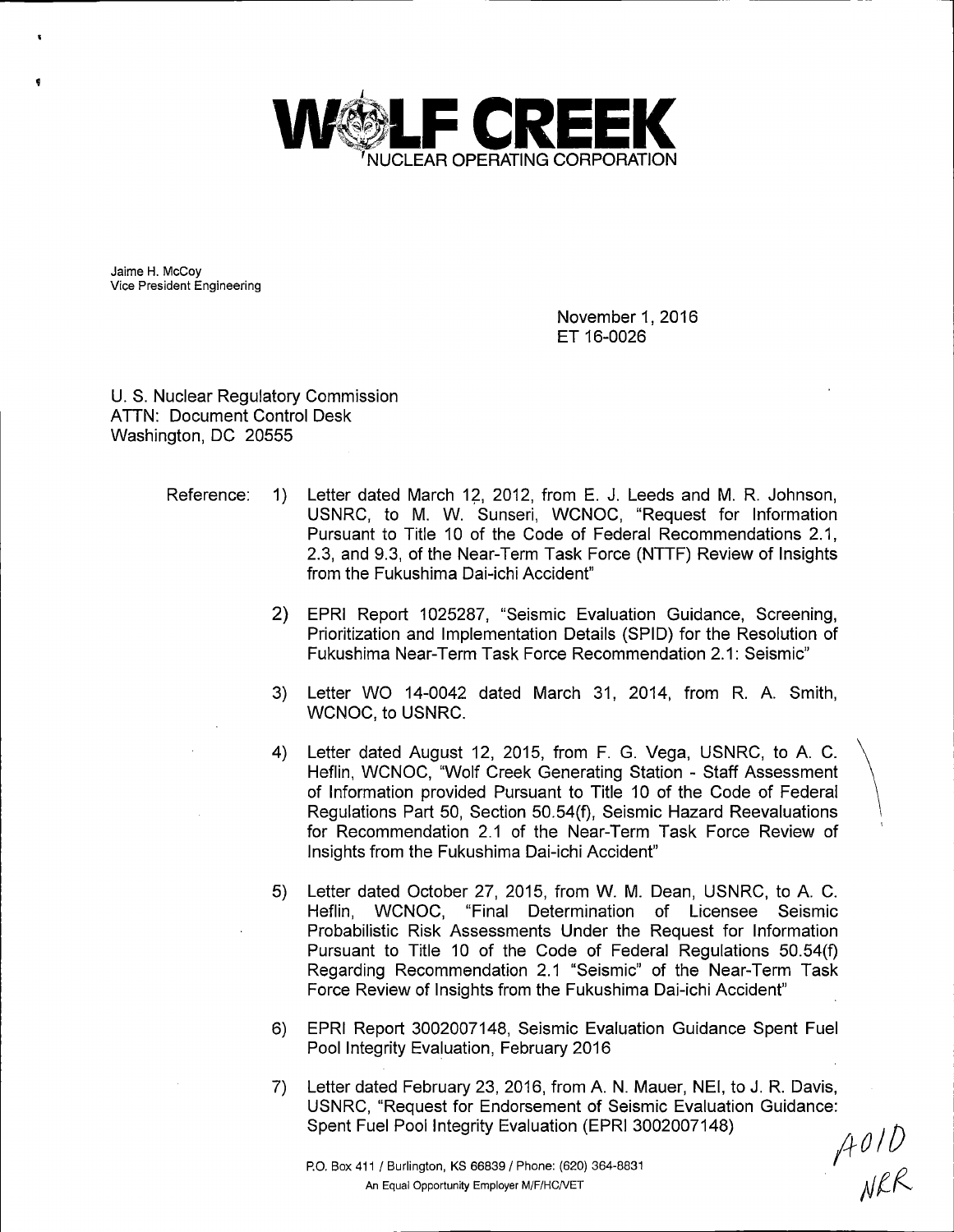**WOLF CREEK**
NUCLEAR OPERATING CORPORATION

Jaime H. McCoy
Vice President Engineering

November 1, 2016
ET 16-0026

U. S. Nuclear Regulatory Commission
ATTN: Document Control Desk
Washington, DC 20555

Reference:

1) Letter dated March 12, 2012, from E. J. Leeds and M. R. Johnson, USNRC, to M. W. Sunseri, WCNOC, "Request for Information Pursuant to Title 10 of the Code of Federal Recommendations 2.1, 2.3, and 9.3, of the Near-Term Task Force (NTTF) Review of Insights from the Fukushima Dai-ichi Accident"

2) EPRI Report 1025287, "Seismic Evaluation Guidance, Screening, Prioritization and Implementation Details (SPID) for the Resolution of Fukushima Near-Term Task Force Recommendation 2.1: Seismic"

3) Letter WO 14-0042 dated March 31, 2014, from R. A. Smith, WCNOC, to USNRC.

4) Letter dated August 12, 2015, from F. G. Vega, USNRC, to A. C. Heflin, WCNOC, "Wolf Creek Generating Station - Staff Assessment of Information provided Pursuant to Title 10 of the Code of Federal Regulations Part 50, Section 50.54(f), Seismic Hazard Reevaluations for Recommendation 2.1 of the Near-Term Task Force Review of Insights from the Fukushima Dai-ichi Accident"

5) Letter dated October 27, 2015, from W. M. Dean, USNRC, to A. C. Heflin, WCNOC, "Final Determination of Licensee Seismic Probabilistic Risk Assessments Under the Request for Information Pursuant to Title 10 of the Code of Federal Regulations 50.54(f) Regarding Recommendation 2.1 "Seismic" of the Near-Term Task Force Review of Insights from the Fukushima Dai-ichi Accident"

6) EPRI Report 3002007148, Seismic Evaluation Guidance Spent Fuel Pool Integrity Evaluation, February 2016

7) Letter dated February 23, 2016, from A. N. Mauer, NEI, to J. R. Davis, USNRC, "Request for Endorsement of Seismic Evaluation Guidance: Spent Fuel Pool Integrity Evaluation (EPRI 3002007148)

A010
NRR

P.O. Box 411 / Burlington, KS 66839 / Phone: (620) 364-8831
An Equal Opportunity Employer M/F/HC/VET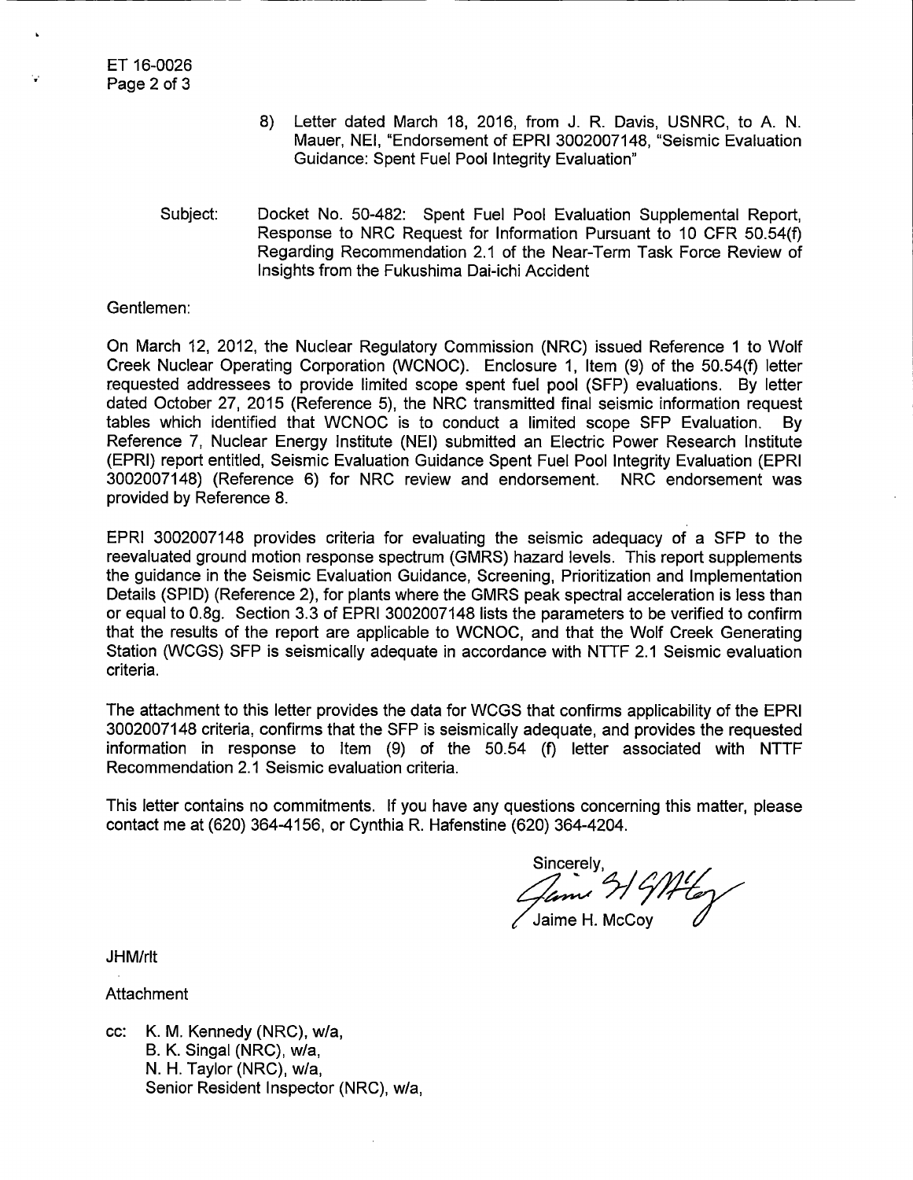8) Letter dated March 18, 2016, from J. R. Davis, USNRC, to A. N. Mauer, NEI, "Endorsement of EPRI 3002007148, "Seismic Evaluation Guidance: Spent Fuel Pool Integrity Evaluation"

Subject: Docket No. 50-482: Spent Fuel Pool Evaluation Supplemental Report, Response to NRC Request for Information Pursuant to 10 CFR 50.54(f) Regarding Recommendation 2.1 of the Near-Term Task Force Review of Insights from the Fukushima Dai-ichi Accident

Gentlemen:

On March 12, 2012, the Nuclear Regulatory Commission (NRC) issued Reference 1 to Wolf Creek Nuclear Operating Corporation (WCNOC). Enclosure 1, Item (9) of the 50.54(f) letter requested addressees to provide limited scope spent fuel pool (SFP) evaluations. By letter dated October 27, 2015 (Reference 5), the NRC transmitted final seismic information request tables which identified that WCNOC is to conduct a limited scope SFP Evaluation. By Reference 7, Nuclear Energy Institute (NEI) submitted an Electric Power Research Institute (EPRI) report entitled, Seismic Evaluation Guidance Spent Fuel Pool Integrity Evaluation (EPRI 3002007148) (Reference 6) for NRC review and endorsement. NRC endorsement was provided by Reference 8.

EPRI 3002007148 provides criteria for evaluating the seismic adequacy of a SFP to the reevaluated ground motion response spectrum (GMRS) hazard levels. This report supplements the guidance in the Seismic Evaluation Guidance, Screening, Prioritization and Implementation Details (SPID) (Reference 2), for plants where the GMRS peak spectral acceleration is less than or equal to 0.8g. Section 3.3 of EPRI 3002007148 lists the parameters to be verified to confirm that the results of the report are applicable to WCNOC, and that the Wolf Creek Generating Station (WCGS) SFP is seismically adequate in accordance with NTTF 2.1 Seismic evaluation criteria.

The attachment to this letter provides the data for WCGS that confirms applicability of the EPRI 3002007148 criteria, confirms that the SFP is seismically adequate, and provides the requested information in response to Item (9) of the 50.54 (f) letter associated with NTTF Recommendation 2.1 Seismic evaluation criteria.

This letter contains no commitments. If you have any questions concerning this matter, please contact me at (620) 364-4156, or Cynthia R. Hafenstine (620) 364-4204.

Sincerely,

Jaime H. McCoy

JHM/rlt

Attachment

cc: K. M. Kennedy (NRC), w/a,
B. K. Singal (NRC), w/a,
N. H. Taylor (NRC), w/a,
Senior Resident Inspector (NRC), w/a,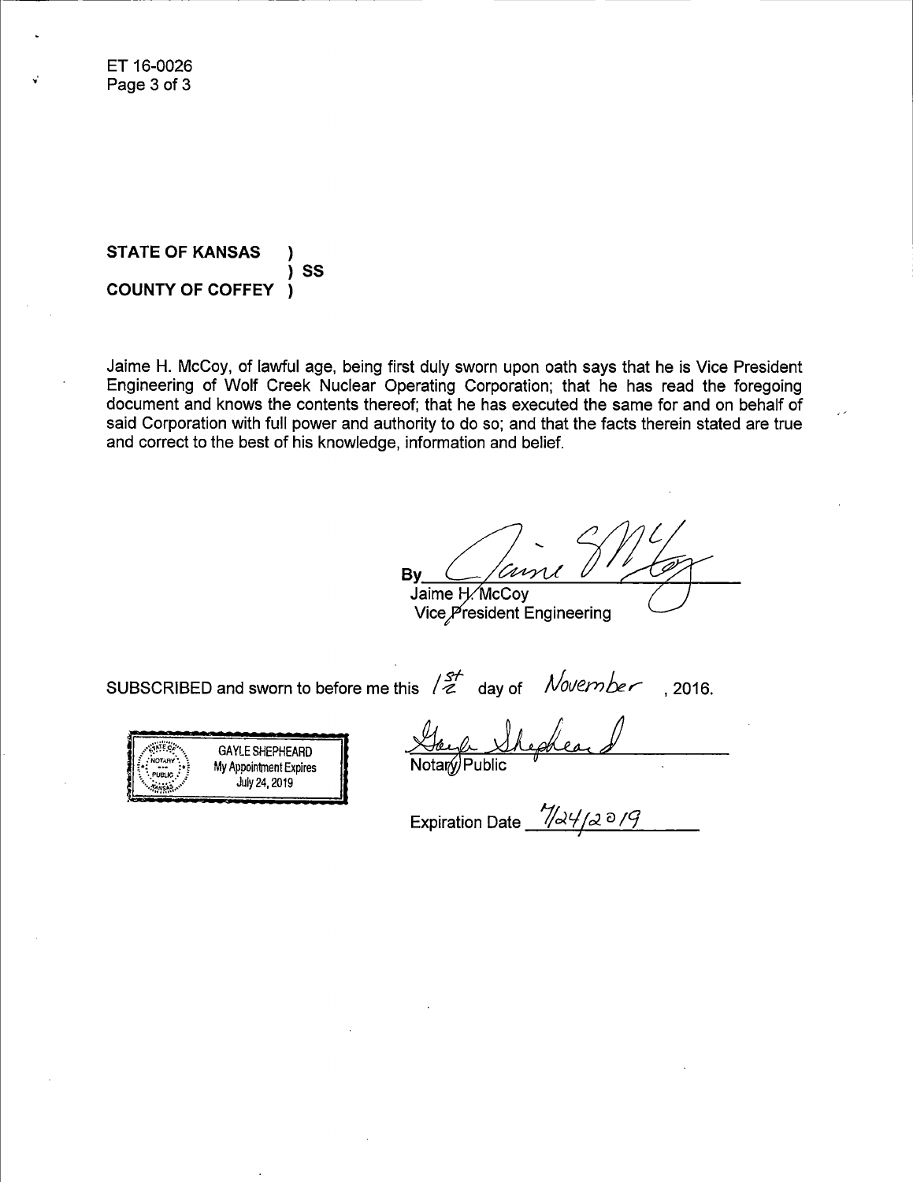**STATE OF KANSAS )**
**) SS**
**COUNTY OF COFFEY )**

Jaime H. McCoy, of lawful age, being first duly sworn upon oath says that he is Vice President Engineering of Wolf Creek Nuclear Operating Corporation; that he has read the foregoing document and knows the contents thereof; that he has executed the same for and on behalf of said Corporation with full power and authority to do so; and that the facts therein stated are true and correct to the best of his knowledge, information and belief.

By ______________________
Jaime H. McCoy
Vice President Engineering

SUBSCRIBED and sworn to before me this 1st day of November, 2016.

GAYLE SHEPHEARD
My Appointment Expires
July 24, 2019

______________________
Notary Public

Expiration Date 7/24/2019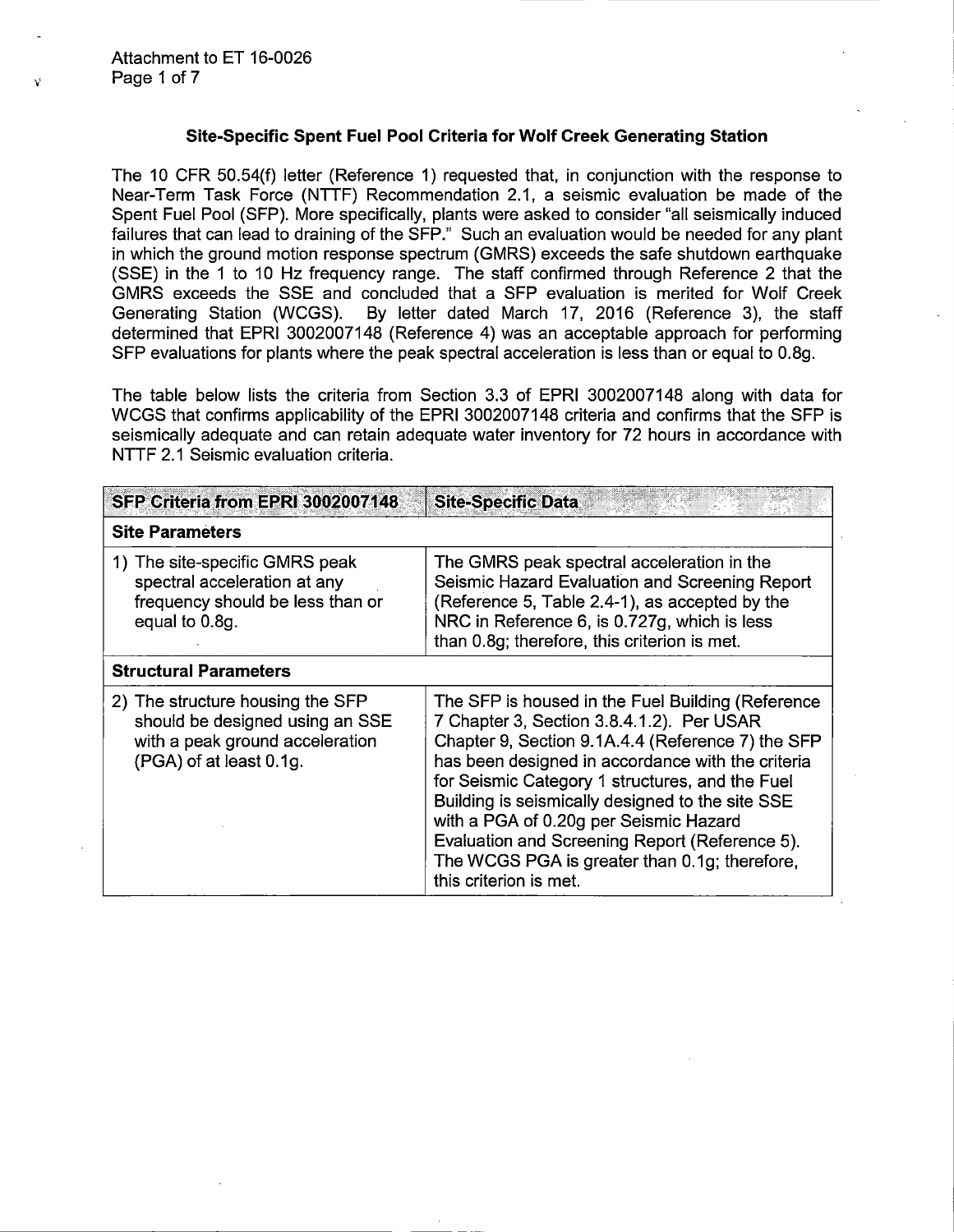## Site-Specific Spent Fuel Pool Criteria for Wolf Creek Generating Station

The 10 CFR 50.54(f) letter (Reference 1) requested that, in conjunction with the response to Near-Term Task Force (NTTF) Recommendation 2.1, a seismic evaluation be made of the Spent Fuel Pool (SFP). More specifically, plants were asked to consider "all seismically induced failures that can lead to draining of the SFP." Such an evaluation would be needed for any plant in which the ground motion response spectrum (GMRS) exceeds the safe shutdown earthquake (SSE) in the 1 to 10 Hz frequency range. The staff confirmed through Reference 2 that the GMRS exceeds the SSE and concluded that a SFP evaluation is merited for Wolf Creek Generating Station (WCGS). By letter dated March 17, 2016 (Reference 3), the staff determined that EPRI 3002007148 (Reference 4) was an acceptable approach for performing SFP evaluations for plants where the peak spectral acceleration is less than or equal to 0.8g.

The table below lists the criteria from Section 3.3 of EPRI 3002007148 along with data for WCGS that confirms applicability of the EPRI 3002007148 criteria and confirms that the SFP is seismically adequate and can retain adequate water inventory for 72 hours in accordance with NTTF 2.1 Seismic evaluation criteria.

| SFP Criteria from EPRI 3002007148 | Site-Specific Data |
|---|---|
| **Site Parameters** | |
| 1) The site-specific GMRS peak spectral acceleration at any frequency should be less than or equal to 0.8g. | The GMRS peak spectral acceleration in the Seismic Hazard Evaluation and Screening Report (Reference 5, Table 2.4-1), as accepted by the NRC in Reference 6, is 0.727g, which is less than 0.8g; therefore, this criterion is met. |
| **Structural Parameters** | |
| 2) The structure housing the SFP should be designed using an SSE with a peak ground acceleration (PGA) of at least 0.1g. | The SFP is housed in the Fuel Building (Reference 7 Chapter 3, Section 3.8.4.1.2). Per USAR Chapter 9, Section 9.1A.4.4 (Reference 7) the SFP has been designed in accordance with the criteria for Seismic Category 1 structures, and the Fuel Building is seismically designed to the site SSE with a PGA of 0.20g per Seismic Hazard Evaluation and Screening Report (Reference 5). The WCGS PGA is greater than 0.1g; therefore, this criterion is met. |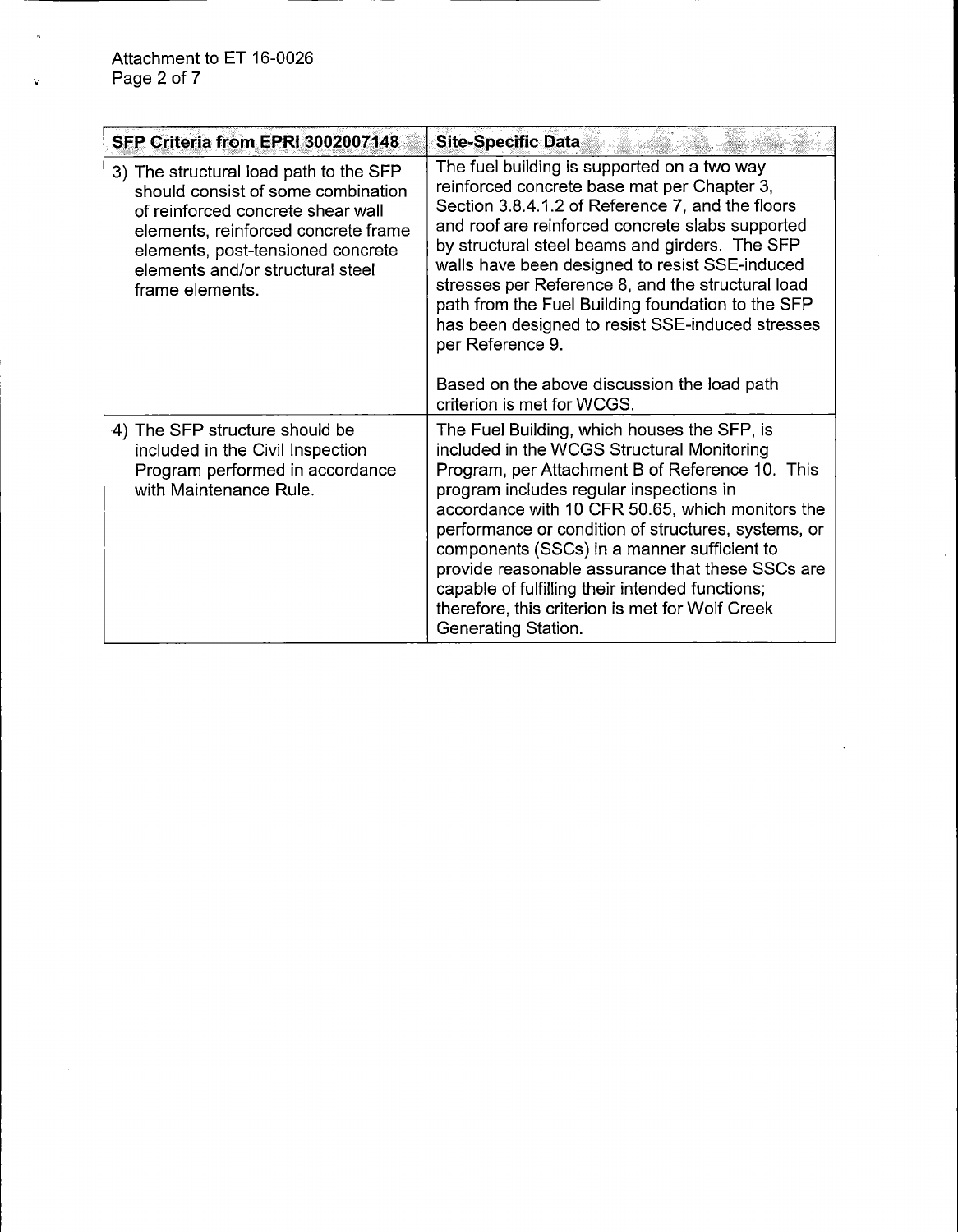| SFP Criteria from EPRI 3002007148 | Site-Specific Data |
|---|---|
| 3) The structural load path to the SFP should consist of some combination of reinforced concrete shear wall elements, reinforced concrete frame elements, post-tensioned concrete elements and/or structural steel frame elements. | The fuel building is supported on a two way reinforced concrete base mat per Chapter 3, Section 3.8.4.1.2 of Reference 7, and the floors and roof are reinforced concrete slabs supported by structural steel beams and girders. The SFP walls have been designed to resist SSE-induced stresses per Reference 8, and the structural load path from the Fuel Building foundation to the SFP has been designed to resist SSE-induced stresses per Reference 9.<br><br>Based on the above discussion the load path criterion is met for WCGS. |
| 4) The SFP structure should be included in the Civil Inspection Program performed in accordance with Maintenance Rule. | The Fuel Building, which houses the SFP, is included in the WCGS Structural Monitoring Program, per Attachment B of Reference 10. This program includes regular inspections in accordance with 10 CFR 50.65, which monitors the performance or condition of structures, systems, or components (SSCs) in a manner sufficient to provide reasonable assurance that these SSCs are capable of fulfilling their intended functions; therefore, this criterion is met for Wolf Creek Generating Station. |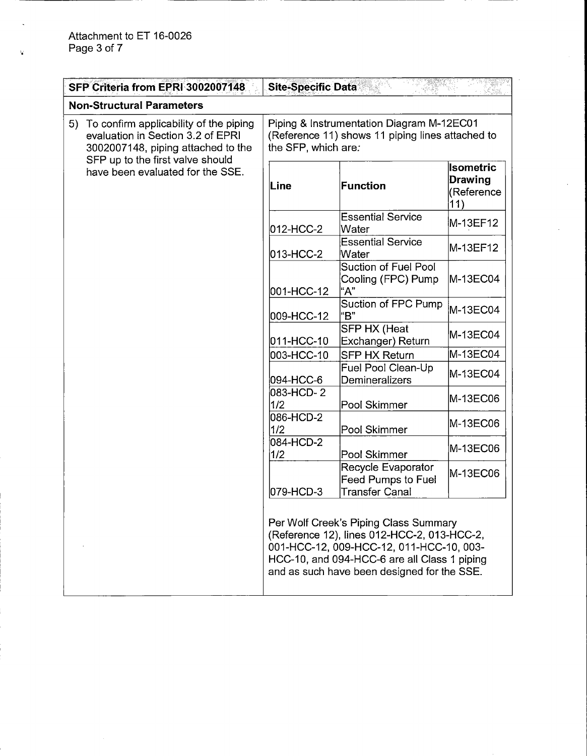| SFP Criteria from EPRI 3002007148 | Site-Specific Data |
|---|---|
| **Non-Structural Parameters** | |
| 5) To confirm applicability of the piping evaluation in Section 3.2 of EPRI 3002007148, piping attached to the SFP up to the first valve should have been evaluated for the SSE. | Piping & Instrumentation Diagram M-12EC01 (Reference 11) shows 11 piping lines attached to the SFP, which are: |

| Line | Function | Isometric Drawing (Reference 11) |
|---|---|---|
| 012-HCC-2 | Essential Service Water | M-13EF12 |
| 013-HCC-2 | Essential Service Water | M-13EF12 |
| 001-HCC-12 | Suction of Fuel Pool Cooling (FPC) Pump "A" | M-13EC04 |
| 009-HCC-12 | Suction of FPC Pump "B" | M-13EC04 |
| 011-HCC-10 | SFP HX (Heat Exchanger) Return | M-13EC04 |
| 003-HCC-10 | SFP HX Return | M-13EC04 |
| 094-HCC-6 | Fuel Pool Clean-Up Demineralizers | M-13EC04 |
| 083-HCD- 2 1/2 | Pool Skimmer | M-13EC06 |
| 086-HCD-2 1/2 | Pool Skimmer | M-13EC06 |
| 084-HCD-2 1/2 | Pool Skimmer | M-13EC06 |
| 079-HCD-3 | Recycle Evaporator Feed Pumps to Fuel Transfer Canal | M-13EC06 |

Per Wolf Creek's Piping Class Summary (Reference 12), lines 012-HCC-2, 013-HCC-2, 001-HCC-12, 009-HCC-12, 011-HCC-10, 003-HCC-10, and 094-HCC-6 are all Class 1 piping and as such have been designed for the SSE.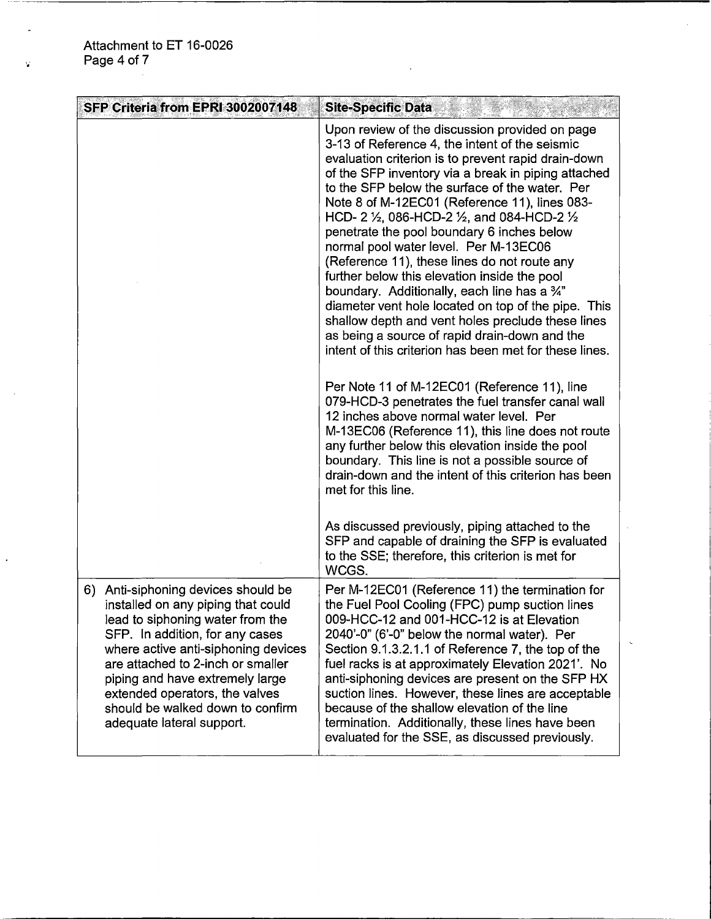| SFP Criteria from EPRI 3002007148 | Site-Specific Data |
|---|---|
| | Upon review of the discussion provided on page 3-13 of Reference 4, the intent of the seismic evaluation criterion is to prevent rapid drain-down of the SFP inventory via a break in piping attached to the SFP below the surface of the water. Per Note 8 of M-12EC01 (Reference 11), lines 083-HCD- 2 ½, 086-HCD-2 ½, and 084-HCD-2 ½ penetrate the pool boundary 6 inches below normal pool water level. Per M-13EC06 (Reference 11), these lines do not route any further below this elevation inside the pool boundary. Additionally, each line has a ¾" diameter vent hole located on top of the pipe. This shallow depth and vent holes preclude these lines as being a source of rapid drain-down and the intent of this criterion has been met for these lines.<br><br>Per Note 11 of M-12EC01 (Reference 11), line 079-HCD-3 penetrates the fuel transfer canal wall 12 inches above normal water level. Per M-13EC06 (Reference 11), this line does not route any further below this elevation inside the pool boundary. This line is not a possible source of drain-down and the intent of this criterion has been met for this line.<br><br>As discussed previously, piping attached to the SFP and capable of draining the SFP is evaluated to the SSE; therefore, this criterion is met for WCGS. |
| 6) Anti-siphoning devices should be installed on any piping that could lead to siphoning water from the SFP. In addition, for any cases where active anti-siphoning devices are attached to 2-inch or smaller piping and have extremely large extended operators, the valves should be walked down to confirm adequate lateral support. | Per M-12EC01 (Reference 11) the termination for the Fuel Pool Cooling (FPC) pump suction lines 009-HCC-12 and 001-HCC-12 is at Elevation 2040'-0" (6'-0" below the normal water). Per Section 9.1.3.2.1.1 of Reference 7, the top of the fuel racks is at approximately Elevation 2021'. No anti-siphoning devices are present on the SFP HX suction lines. However, these lines are acceptable because of the shallow elevation of the line termination. Additionally, these lines have been evaluated for the SSE, as discussed previously. |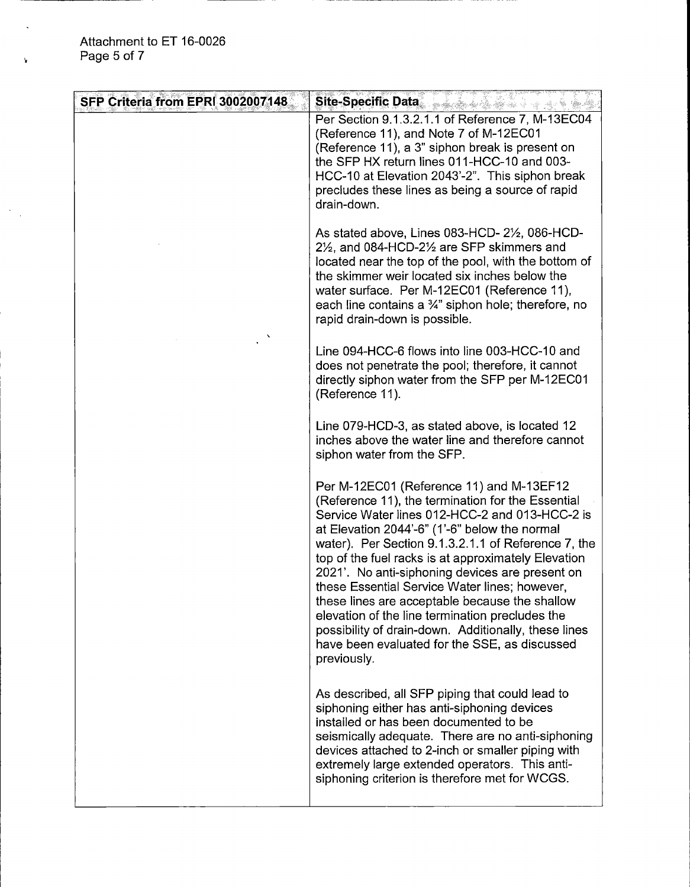| SFP Criteria from EPRI 3002007148 | Site-Specific Data |
|---|---|
| | Per Section 9.1.3.2.1.1 of Reference 7, M-13EC04 (Reference 11), and Note 7 of M-12EC01 (Reference 11), a 3" siphon break is present on the SFP HX return lines 011-HCC-10 and 003-HCC-10 at Elevation 2043'-2". This siphon break precludes these lines as being a source of rapid drain-down.<br><br>As stated above, Lines 083-HCD- 2½, 086-HCD-2½, and 084-HCD-2½ are SFP skimmers and located near the top of the pool, with the bottom of the skimmer weir located six inches below the water surface. Per M-12EC01 (Reference 11), each line contains a ¾" siphon hole; therefore, no rapid drain-down is possible.<br><br>Line 094-HCC-6 flows into line 003-HCC-10 and does not penetrate the pool; therefore, it cannot directly siphon water from the SFP per M-12EC01 (Reference 11).<br><br>Line 079-HCD-3, as stated above, is located 12 inches above the water line and therefore cannot siphon water from the SFP.<br><br>Per M-12EC01 (Reference 11) and M-13EF12 (Reference 11), the termination for the Essential Service Water lines 012-HCC-2 and 013-HCC-2 is at Elevation 2044'-6" (1'-6" below the normal water). Per Section 9.1.3.2.1.1 of Reference 7, the top of the fuel racks is at approximately Elevation 2021'. No anti-siphoning devices are present on these Essential Service Water lines; however, these lines are acceptable because the shallow elevation of the line termination precludes the possibility of drain-down. Additionally, these lines have been evaluated for the SSE, as discussed previously.<br><br>As described, all SFP piping that could lead to siphoning either has anti-siphoning devices installed or has been documented to be seismically adequate. There are no anti-siphoning devices attached to 2-inch or smaller piping with extremely large extended operators. This anti-siphoning criterion is therefore met for WCGS. |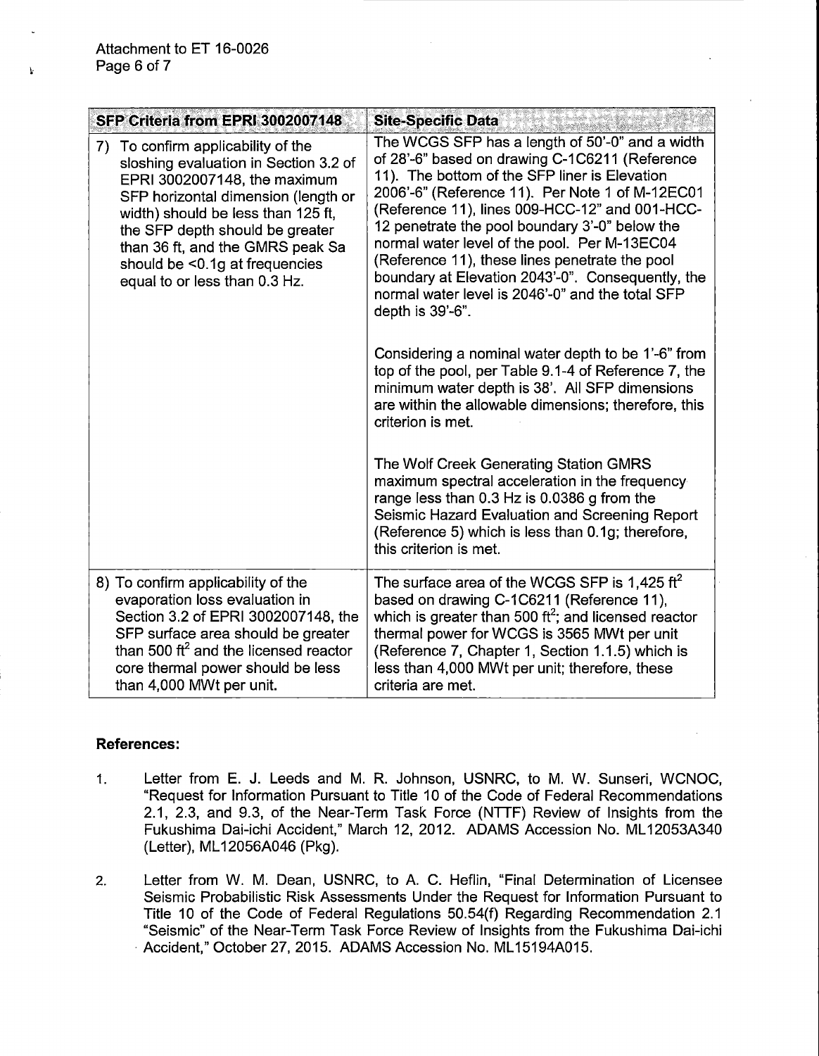| SFP Criteria from EPRI 3002007148 | Site-Specific Data |
|---|---|
| 7) To confirm applicability of the sloshing evaluation in Section 3.2 of EPRI 3002007148, the maximum SFP horizontal dimension (length or width) should be less than 125 ft, the SFP depth should be greater than 36 ft, and the GMRS peak Sa should be <0.1g at frequencies equal to or less than 0.3 Hz. | The WCGS SFP has a length of 50'-0" and a width of 28'-6" based on drawing C-1C6211 (Reference 11). The bottom of the SFP liner is Elevation 2006'-6" (Reference 11). Per Note 1 of M-12EC01 (Reference 11), lines 009-HCC-12" and 001-HCC-12 penetrate the pool boundary 3'-0" below the normal water level of the pool. Per M-13EC04 (Reference 11), these lines penetrate the pool boundary at Elevation 2043'-0". Consequently, the normal water level is 2046'-0" and the total SFP depth is 39'-6".<br><br>Considering a nominal water depth to be 1'-6" from top of the pool, per Table 9.1-4 of Reference 7, the minimum water depth is 38'. All SFP dimensions are within the allowable dimensions; therefore, this criterion is met.<br><br>The Wolf Creek Generating Station GMRS maximum spectral acceleration in the frequency range less than 0.3 Hz is 0.0386 g from the Seismic Hazard Evaluation and Screening Report (Reference 5) which is less than 0.1g; therefore, this criterion is met. |
| 8) To confirm applicability of the evaporation loss evaluation in Section 3.2 of EPRI 3002007148, the SFP surface area should be greater than 500 $ft^2$ and the licensed reactor core thermal power should be less than 4,000 MWt per unit. | The surface area of the WCGS SFP is 1,425 $ft^2$ based on drawing C-1C6211 (Reference 11), which is greater than 500 $ft^2$; and licensed reactor thermal power for WCGS is 3565 MWt per unit (Reference 7, Chapter 1, Section 1.1.5) which is less than 4,000 MWt per unit; therefore, these criteria are met. |

**References:**

1. Letter from E. J. Leeds and M. R. Johnson, USNRC, to M. W. Sunseri, WCNOC, "Request for Information Pursuant to Title 10 of the Code of Federal Recommendations 2.1, 2.3, and 9.3, of the Near-Term Task Force (NTTF) Review of Insights from the Fukushima Dai-ichi Accident," March 12, 2012. ADAMS Accession No. ML12053A340 (Letter), ML12056A046 (Pkg).

2. Letter from W. M. Dean, USNRC, to A. C. Heflin, "Final Determination of Licensee Seismic Probabilistic Risk Assessments Under the Request for Information Pursuant to Title 10 of the Code of Federal Regulations 50.54(f) Regarding Recommendation 2.1 "Seismic" of the Near-Term Task Force Review of Insights from the Fukushima Dai-ichi Accident," October 27, 2015. ADAMS Accession No. ML15194A015.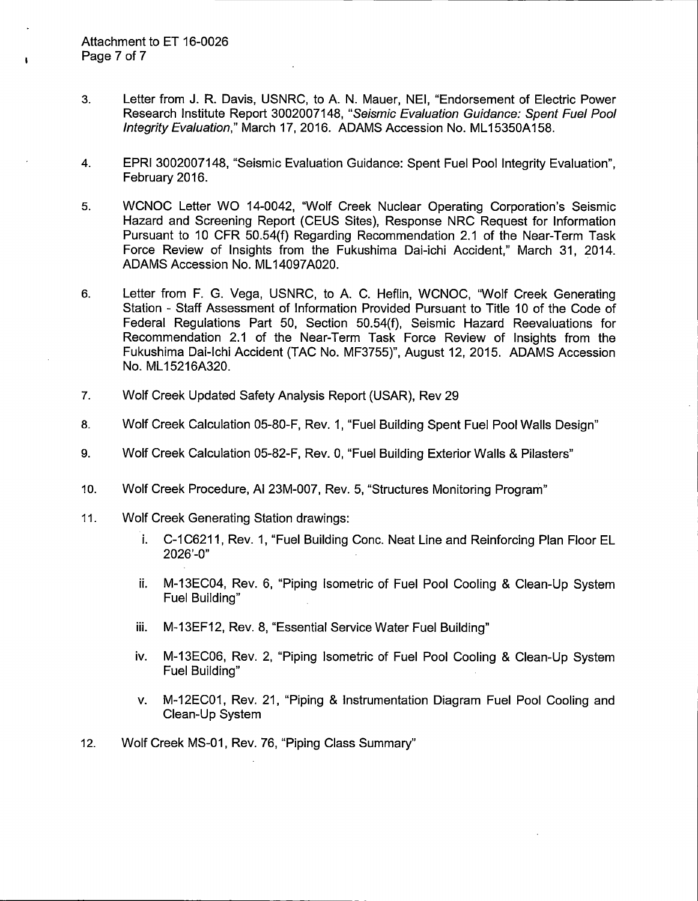3. Letter from J. R. Davis, USNRC, to A. N. Mauer, NEI, "Endorsement of Electric Power Research Institute Report 3002007148, "*Seismic Evaluation Guidance: Spent Fuel Pool Integrity Evaluation*," March 17, 2016. ADAMS Accession No. ML15350A158.

4. EPRI 3002007148, "Seismic Evaluation Guidance: Spent Fuel Pool Integrity Evaluation", February 2016.

5. WCNOC Letter WO 14-0042, "Wolf Creek Nuclear Operating Corporation's Seismic Hazard and Screening Report (CEUS Sites), Response NRC Request for Information Pursuant to 10 CFR 50.54(f) Regarding Recommendation 2.1 of the Near-Term Task Force Review of Insights from the Fukushima Dai-ichi Accident," March 31, 2014. ADAMS Accession No. ML14097A020.

6. Letter from F. G. Vega, USNRC, to A. C. Heflin, WCNOC, "Wolf Creek Generating Station - Staff Assessment of Information Provided Pursuant to Title 10 of the Code of Federal Regulations Part 50, Section 50.54(f), Seismic Hazard Reevaluations for Recommendation 2.1 of the Near-Term Task Force Review of Insights from the Fukushima Dai-Ichi Accident (TAC No. MF3755)", August 12, 2015. ADAMS Accession No. ML15216A320.

7. Wolf Creek Updated Safety Analysis Report (USAR), Rev 29

8. Wolf Creek Calculation 05-80-F, Rev. 1, "Fuel Building Spent Fuel Pool Walls Design"

9. Wolf Creek Calculation 05-82-F, Rev. 0, "Fuel Building Exterior Walls & Pilasters"

10. Wolf Creek Procedure, AI 23M-007, Rev. 5, "Structures Monitoring Program"

11. Wolf Creek Generating Station drawings:

    i. C-1C6211, Rev. 1, "Fuel Building Conc. Neat Line and Reinforcing Plan Floor EL 2026'-0"

    ii. M-13EC04, Rev. 6, "Piping Isometric of Fuel Pool Cooling & Clean-Up System Fuel Building"

    iii. M-13EF12, Rev. 8, "Essential Service Water Fuel Building"

    iv. M-13EC06, Rev. 2, "Piping Isometric of Fuel Pool Cooling & Clean-Up System Fuel Building"

    v. M-12EC01, Rev. 21, "Piping & Instrumentation Diagram Fuel Pool Cooling and Clean-Up System

12. Wolf Creek MS-01, Rev. 76, "Piping Class Summary"